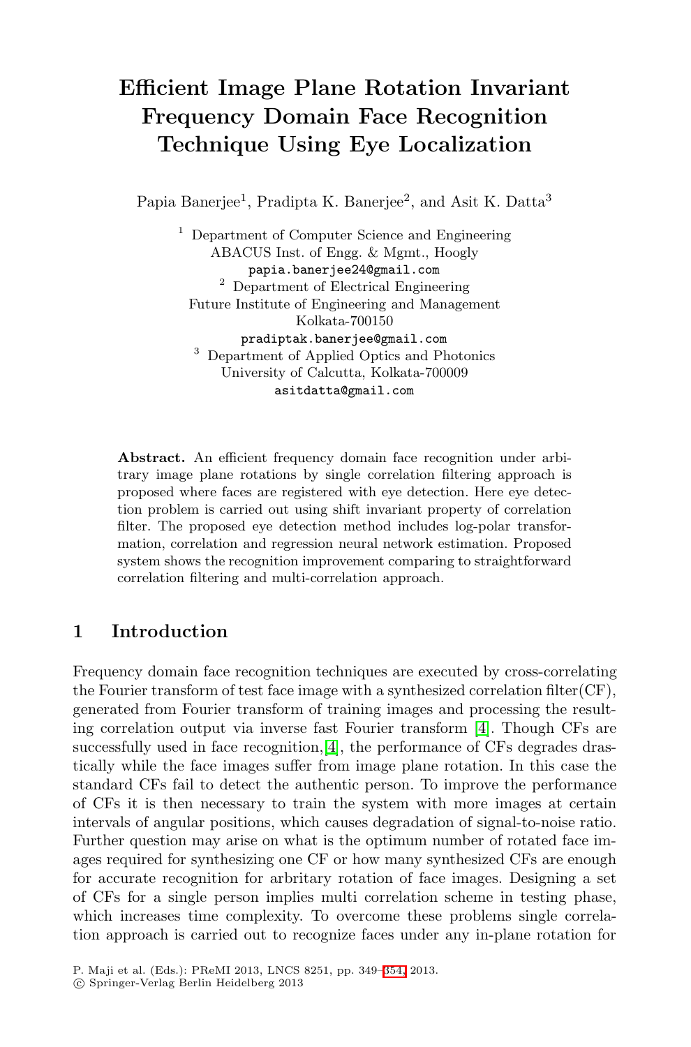# Efficient Image Plane Rotation Invariant Frequency Domain Face Recognition Technique Using Eye Localization

Papia Banerjee[1], Pradipta K. Banerjee[2], and Asit K. Datta[3]

[1] Department of Computer Science and Engineering
ABACUS Inst. of Engg. & Mgmt., Hoogly
papia.banerjee24@gmail.com

[2] Department of Electrical Engineering
Future Institute of Engineering and Management
Kolkata-700150
pradiptak.banerjee@gmail.com

[3] Department of Applied Optics and Photonics
University of Calcutta, Kolkata-700009
asitdatta@gmail.com

**Abstract.** An efficient frequency domain face recognition under arbitrary image plane rotations by single correlation filtering approach is proposed where faces are registered with eye detection. Here eye detection problem is carried out using shift invariant property of correlation filter. The proposed eye detection method includes log-polar transformation, correlation and regression neural network estimation. Proposed system shows the recognition improvement comparing to straightforward correlation filtering and multi-correlation approach.

## 1 Introduction

Frequency domain face recognition techniques are executed by cross-correlating the Fourier transform of test face image with a synthesized correlation filter(CF), generated from Fourier transform of training images and processing the resulting correlation output via inverse fast Fourier transform [4]. Though CFs are successfully used in face recognition,[4], the performance of CFs degrades drastically while the face images suffer from image plane rotation. In this case the standard CFs fail to detect the authentic person. To improve the performance of CFs it is then necessary to train the system with more images at certain intervals of angular positions, which causes degradation of signal-to-noise ratio. Further question may arise on what is the optimum number of rotated face images required for synthesizing one CF or how many synthesized CFs are enough for accurate recognition for arbitrary rotation of face images. Designing a set of CFs for a single person implies multi correlation scheme in testing phase, which increases time complexity. To overcome these problems single correlation approach is carried out to recognize faces under any in-plane rotation for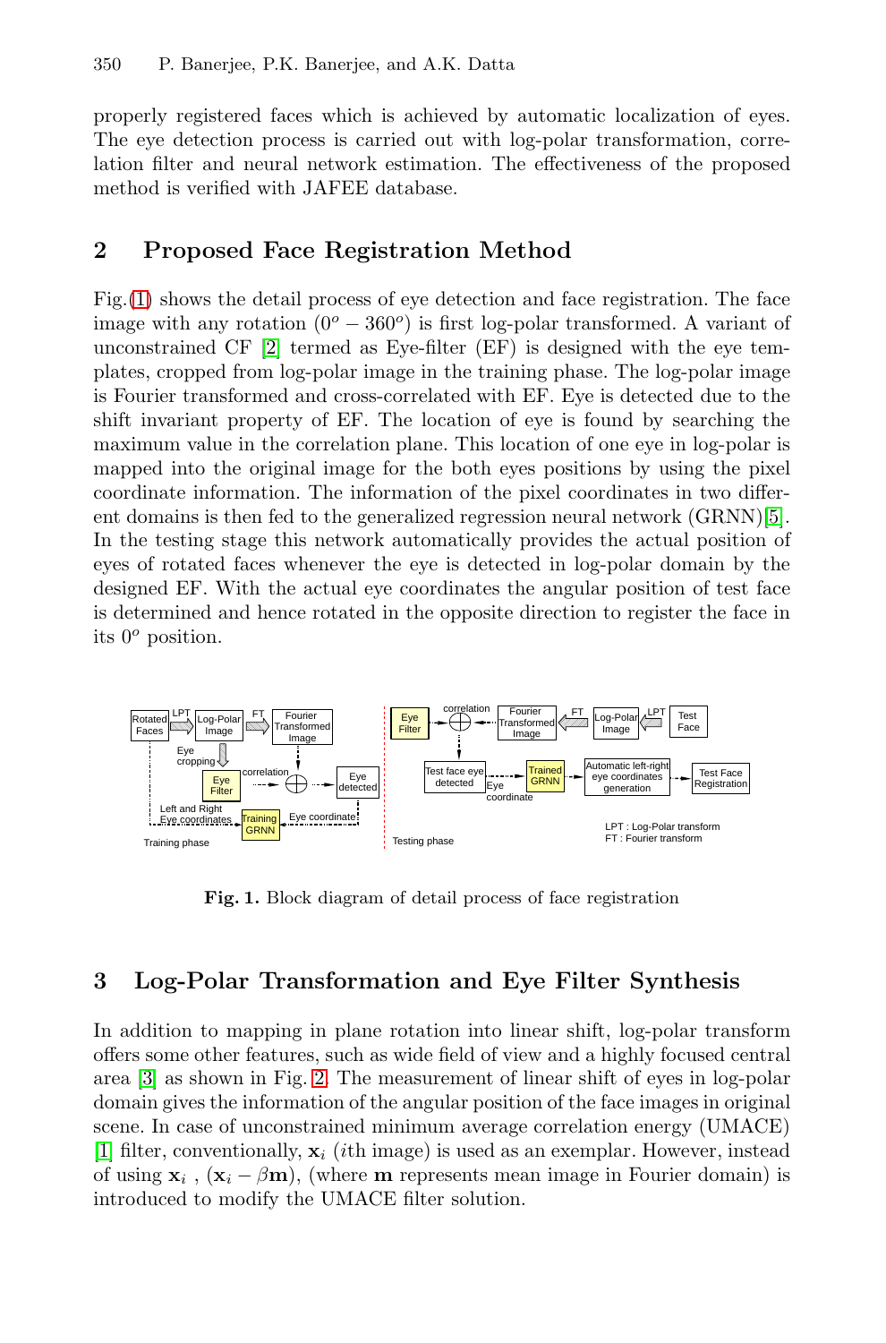properly registered faces which is achieved by automatic localization of eyes. The eye detection process is carried out with log-polar transformation, correlation filter and neural network estimation. The effectiveness of the proposed method is verified with JAFEE database.

## 2 Proposed Face Registration Method

Fig.(1) shows the detail process of eye detection and face registration. The face image with any rotation ($0^o - 360^o$) is first log-polar transformed. A variant of unconstrained CF [2] termed as Eye-filter (EF) is designed with the eye templates, cropped from log-polar image in the training phase. The log-polar image is Fourier transformed and cross-correlated with EF. Eye is detected due to the shift invariant property of EF. The location of eye is found by searching the maximum value in the correlation plane. This location of one eye in log-polar is mapped into the original image for the both eyes positions by using the pixel coordinate information. The information of the pixel coordinates in two different domains is then fed to the generalized regression neural network (GRNN)[5]. In the testing stage this network automatically provides the actual position of eyes of rotated faces whenever the eye is detected in log-polar domain by the designed EF. With the actual eye coordinates the angular position of test face is determined and hence rotated in the opposite direction to register the face in its $0^o$ position.

**Fig. 1.** Block diagram of detail process of face registration

## 3 Log-Polar Transformation and Eye Filter Synthesis

In addition to mapping in plane rotation into linear shift, log-polar transform offers some other features, such as wide field of view and a highly focused central area [3] as shown in Fig. 2. The measurement of linear shift of eyes in log-polar domain gives the information of the angular position of the face images in original scene. In case of unconstrained minimum average correlation energy (UMACE) [1] filter, conventionally, $\mathbf{x}_i$ ($i$th image) is used as an exemplar. However, instead of using $\mathbf{x}_i$ , $(\mathbf{x}_i - \beta\mathbf{m})$, (where $\mathbf{m}$ represents mean image in Fourier domain) is introduced to modify the UMACE filter solution.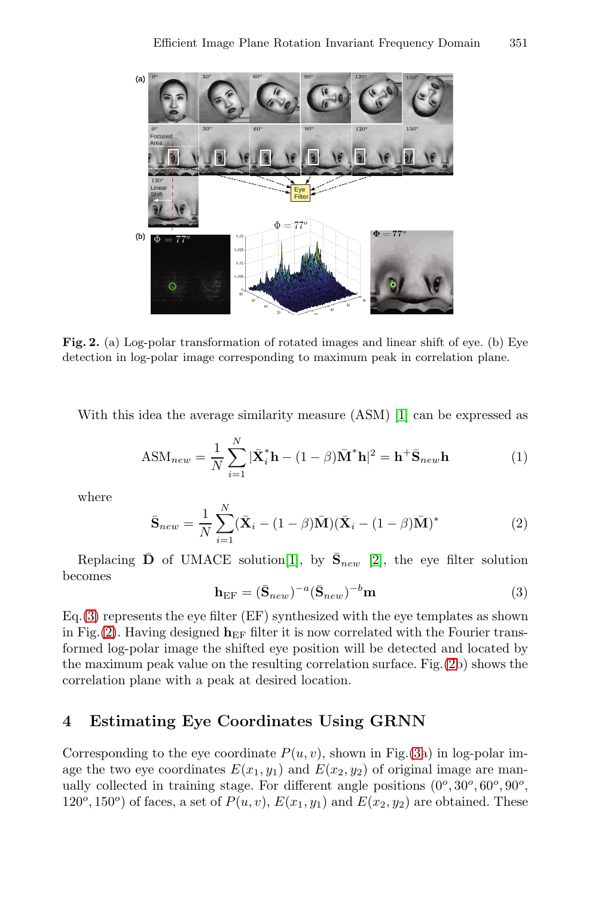**Fig. 2.** (a) Log-polar transformation of rotated images and linear shift of eye. (b) Eye detection in log-polar image corresponding to maximum peak in correlation plane.

With this idea the average similarity measure (ASM) [1] can be expressed as

$$\text{ASM}_{new} = \frac{1}{N}\sum_{i=1}^{N} |\bar{\mathbf{X}}_i^* \mathbf{h} - (1-\beta)\bar{\mathbf{M}}^* \mathbf{h}|^2 = \mathbf{h}^+ \bar{\mathbf{S}}_{new} \mathbf{h} \tag{1}$$

where

$$\bar{\mathbf{S}}_{new} = \frac{1}{N}\sum_{i=1}^{N} (\bar{\mathbf{X}}_i - (1-\beta)\bar{\mathbf{M}})(\bar{\mathbf{X}}_i - (1-\beta)\bar{\mathbf{M}})^* \tag{2}$$

Replacing $\bar{\mathbf{D}}$ of UMACE solution[1], by $\bar{\mathbf{S}}_{new}$ [2], the eye filter solution becomes

$$\mathbf{h}_{\text{EF}} = (\bar{\mathbf{S}}_{new})^{-a} (\bar{\mathbf{S}}_{new})^{-b} \mathbf{m} \tag{3}$$

Eq.(3) represents the eye filter (EF) synthesized with the eye templates as shown in Fig.(2). Having designed $\mathbf{h}_{\text{EF}}$ filter it is now correlated with the Fourier transformed log-polar image the shifted eye position will be detected and located by the maximum peak value on the resulting correlation surface. Fig.(2b) shows the correlation plane with a peak at desired location.

## 4 Estimating Eye Coordinates Using GRNN

Corresponding to the eye coordinate $P(u, v)$, shown in Fig.(3a) in log-polar image the two eye coordinates $E(x_1, y_1)$ and $E(x_2, y_2)$ of original image are manually collected in training stage. For different angle positions ($0^o, 30^o, 60^o, 90^o, 120^o, 150^o$) of faces, a set of $P(u, v)$, $E(x_1, y_1)$ and $E(x_2, y_2)$ are obtained. These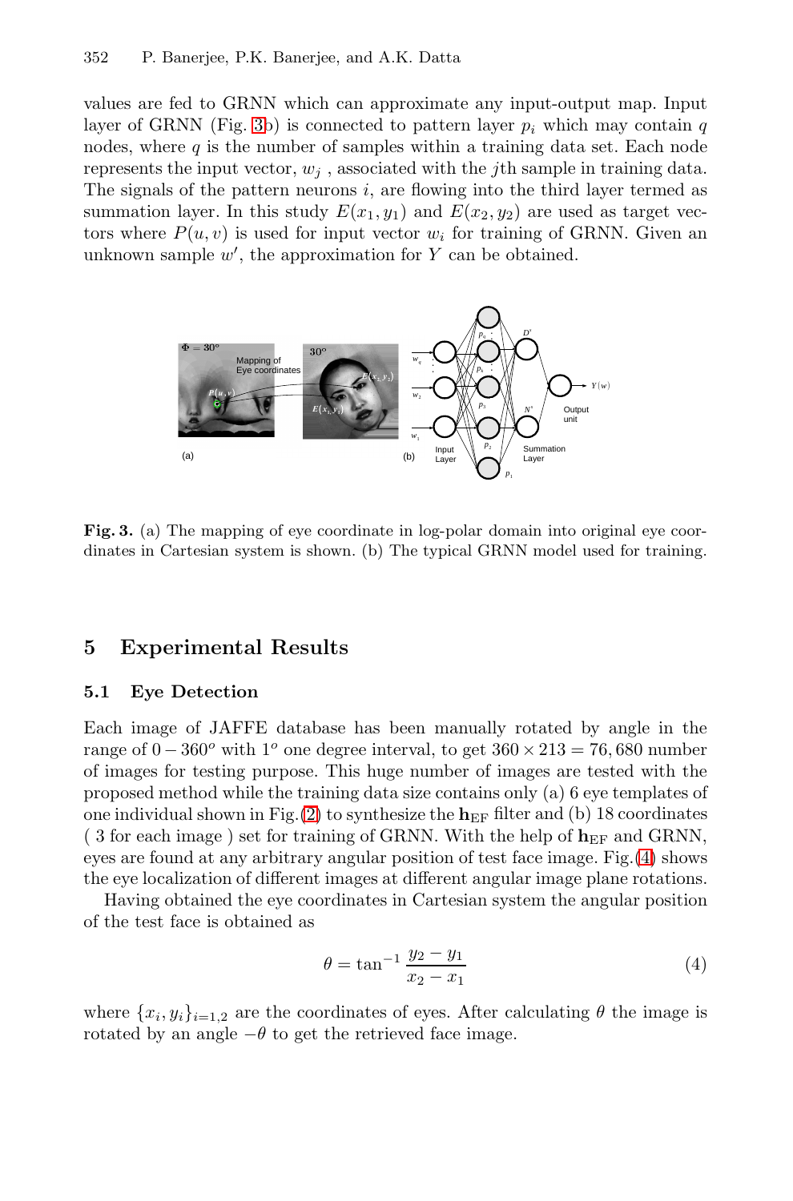values are fed to GRNN which can approximate any input-output map. Input layer of GRNN (Fig. 3b) is connected to pattern layer $p_i$ which may contain $q$ nodes, where $q$ is the number of samples within a training data set. Each node represents the input vector, $w_j$ , associated with the $j$th sample in training data. The signals of the pattern neurons $i$, are flowing into the third layer termed as summation layer. In this study $E(x_1, y_1)$ and $E(x_2, y_2)$ are used as target vectors where $P(u, v)$ is used for input vector $w_i$ for training of GRNN. Given an unknown sample $w'$, the approximation for $Y$ can be obtained.

**Fig. 3.** (a) The mapping of eye coordinate in log-polar domain into original eye coordinates in Cartesian system is shown. (b) The typical GRNN model used for training.

## 5 Experimental Results

### 5.1 Eye Detection

Each image of JAFFE database has been manually rotated by angle in the range of $0 - 360^o$ with $1^o$ one degree interval, to get $360 \times 213 = 76,680$ number of images for testing purpose. This huge number of images are tested with the proposed method while the training data size contains only (a) 6 eye templates of one individual shown in Fig.(2) to synthesize the $\mathbf{h}_{\text{EF}}$ filter and (b) 18 coordinates ( 3 for each image ) set for training of GRNN. With the help of $\mathbf{h}_{\text{EF}}$ and GRNN, eyes are found at any arbitrary angular position of test face image. Fig.(4) shows the eye localization of different images at different angular image plane rotations.

Having obtained the eye coordinates in Cartesian system the angular position of the test face is obtained as

$$\theta = \tan^{-1} \frac{y_2 - y_1}{x_2 - x_1} \tag{4}$$

where $\{x_i, y_i\}_{i=1,2}$ are the coordinates of eyes. After calculating $\theta$ the image is rotated by an angle $-\theta$ to get the retrieved face image.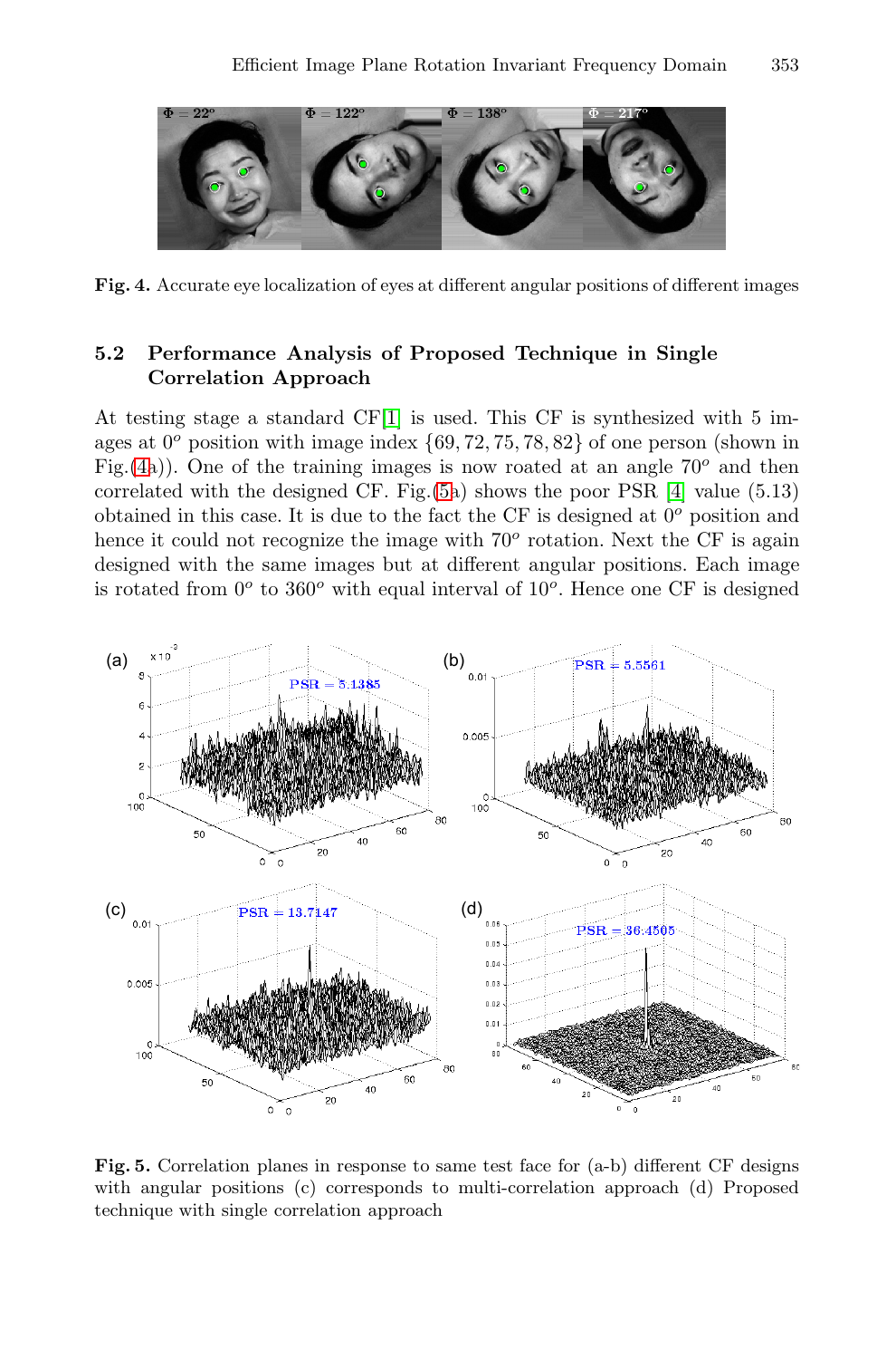Fig. 4. Accurate eye localization of eyes at different angular positions of different images

## 5.2 Performance Analysis of Proposed Technique in Single Correlation Approach

At testing stage a standard CF[1] is used. This CF is synthesized with 5 images at $0^o$ position with image index $\{69, 72, 75, 78, 82\}$ of one person (shown in Fig.(4a)). One of the training images is now roated at an angle $70^o$ and then correlated with the designed CF. Fig.(5a) shows the poor PSR [4] value (5.13) obtained in this case. It is due to the fact the CF is designed at $0^o$ position and hence it could not recognize the image with $70^o$ rotation. Next the CF is again designed with the same images but at different angular positions. Each image is rotated from $0^o$ to $360^o$ with equal interval of $10^o$. Hence one CF is designed

Fig. 5. Correlation planes in response to same test face for (a-b) different CF designs with angular positions (c) corresponds to multi-correlation approach (d) Proposed technique with single correlation approach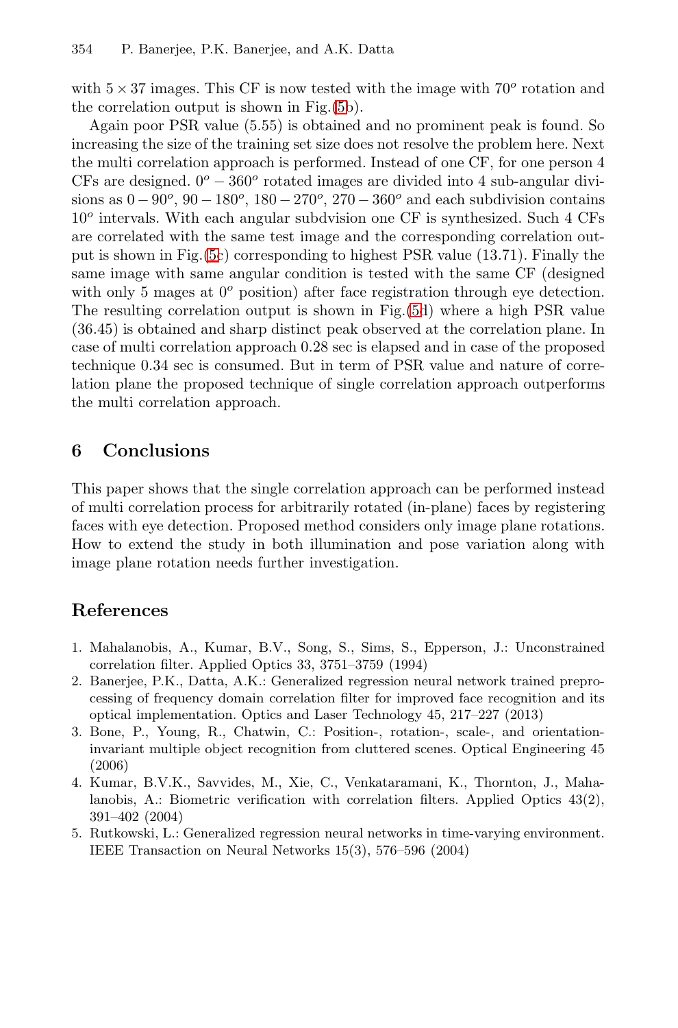with $5 \times 37$ images. This CF is now tested with the image with $70^o$ rotation and the correlation output is shown in Fig.(5b).

Again poor PSR value (5.55) is obtained and no prominent peak is found. So increasing the size of the training set size does not resolve the problem here. Next the multi correlation approach is performed. Instead of one CF, for one person 4 CFs are designed. $0^o - 360^o$ rotated images are divided into 4 sub-angular divisions as $0 - 90^o$, $90 - 180^o$, $180 - 270^o$, $270 - 360^o$ and each subdivision contains $10^o$ intervals. With each angular subdvision one CF is synthesized. Such 4 CFs are correlated with the same test image and the corresponding correlation output is shown in Fig.(5c) corresponding to highest PSR value (13.71). Finally the same image with same angular condition is tested with the same CF (designed with only 5 mages at $0^o$ position) after face registration through eye detection. The resulting correlation output is shown in Fig.(5d) where a high PSR value (36.45) is obtained and sharp distinct peak observed at the correlation plane. In case of multi correlation approach 0.28 sec is elapsed and in case of the proposed technique 0.34 sec is consumed. But in term of PSR value and nature of correlation plane the proposed technique of single correlation approach outperforms the multi correlation approach.

## 6 Conclusions

This paper shows that the single correlation approach can be performed instead of multi correlation process for arbitrarily rotated (in-plane) faces by registering faces with eye detection. Proposed method considers only image plane rotations. How to extend the study in both illumination and pose variation along with image plane rotation needs further investigation.

## References

1. Mahalanobis, A., Kumar, B.V., Song, S., Sims, S., Epperson, J.: Unconstrained correlation filter. Applied Optics 33, 3751–3759 (1994)
2. Banerjee, P.K., Datta, A.K.: Generalized regression neural network trained preprocessing of frequency domain correlation filter for improved face recognition and its optical implementation. Optics and Laser Technology 45, 217–227 (2013)
3. Bone, P., Young, R., Chatwin, C.: Position-, rotation-, scale-, and orientation-invariant multiple object recognition from cluttered scenes. Optical Engineering 45 (2006)
4. Kumar, B.V.K., Savvides, M., Xie, C., Venkataramani, K., Thornton, J., Mahalanobis, A.: Biometric verification with correlation filters. Applied Optics 43(2), 391–402 (2004)
5. Rutkowski, L.: Generalized regression neural networks in time-varying environment. IEEE Transaction on Neural Networks 15(3), 576–596 (2004)